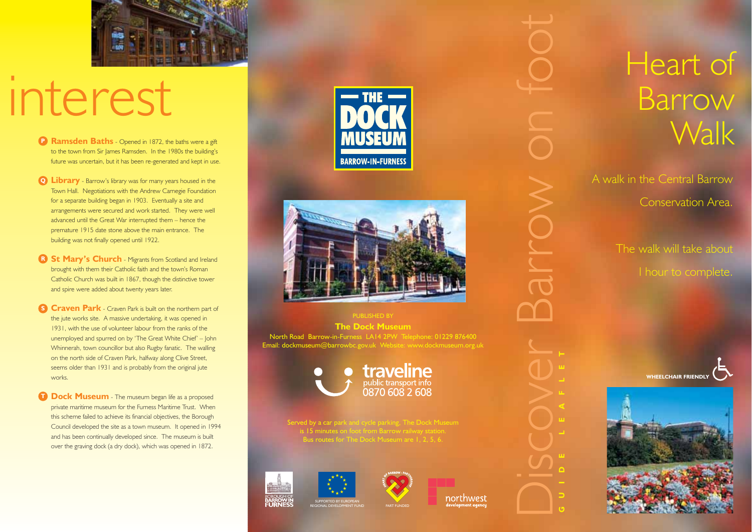# interest

**P Ramsden Baths** - Opened in 1872, the baths were a gift to the town from Sir James Ramsden. In the 1980s the building's future was uncertain, but it has been re-generated and kept in use.

**Q Library** - Barrow's library was for many years housed in the Town Hall. Negotiations with the Andrew Carnegie Foundation for a separate building began in 1903. Eventually a site and arrangements were secured and work started. They were well advanced until the Great War interrupted them – hence the premature 1915 date stone above the main entrance. The building was not finally opened until 1922.

**R St Mary's Church** - Migrants from Scotland and Ireland brought with them their Catholic faith and the town's Roman Catholic Church was built in 1867, though the distinctive tower and spire were added about twenty years later.

**S Craven Park** - Craven Park is built on the northern part of the jute works site. A massive undertaking, it was opened in 1931, with the use of volunteer labour from the ranks of the unemployed and spurred on by 'The Great White Chief' – John Whinnerah, town councillor but also Rugby fanatic. The walling on the north side of Craven Park, halfway along Clive Street, seems older than 1931 and is probably from the original jute works.

**T Dock Museum** - The museum began life as a proposed private maritime museum for the Furness Maritime Trust. When this scheme failed to achieve its financial objectives, the Borough Council developed the site as a town museum. It opened in 1994 and has been continually developed since. The museum is built over the graving dock (a dry dock), which was opened in 1872.

THE DOCK MUSEUM BARROW-IN-FURNESS

PUBLISHED BY

**The Dock Museum**

North Road Barrow-in-Furness LA14 2PW Telephone: 01229 876400
Email: dockmuseum@barrowbc.gov.uk Website: www.dockmuseum.org.uk

traveline public transport info 0870 608 2 608

Served by a car park and cycle parking, The Dock Museum is 15 minutes on foot from Barrow railway station. Bus routes for The Dock Museum are 1, 2, 5, 6.

BOROUGH OF BARROW IN FURNESS | SUPPORTED BY EUROPEAN REGIONAL DEVELOPMENT FUND | PART FUNDED | northwest development agency

Discover Barrow on foot

GUIDE LEAFLET

# Heart of Barrow Walk

A walk in the Central Barrow Conservation Area.

The walk will take about 1 hour to complete.

WHEELCHAIR FRIENDLY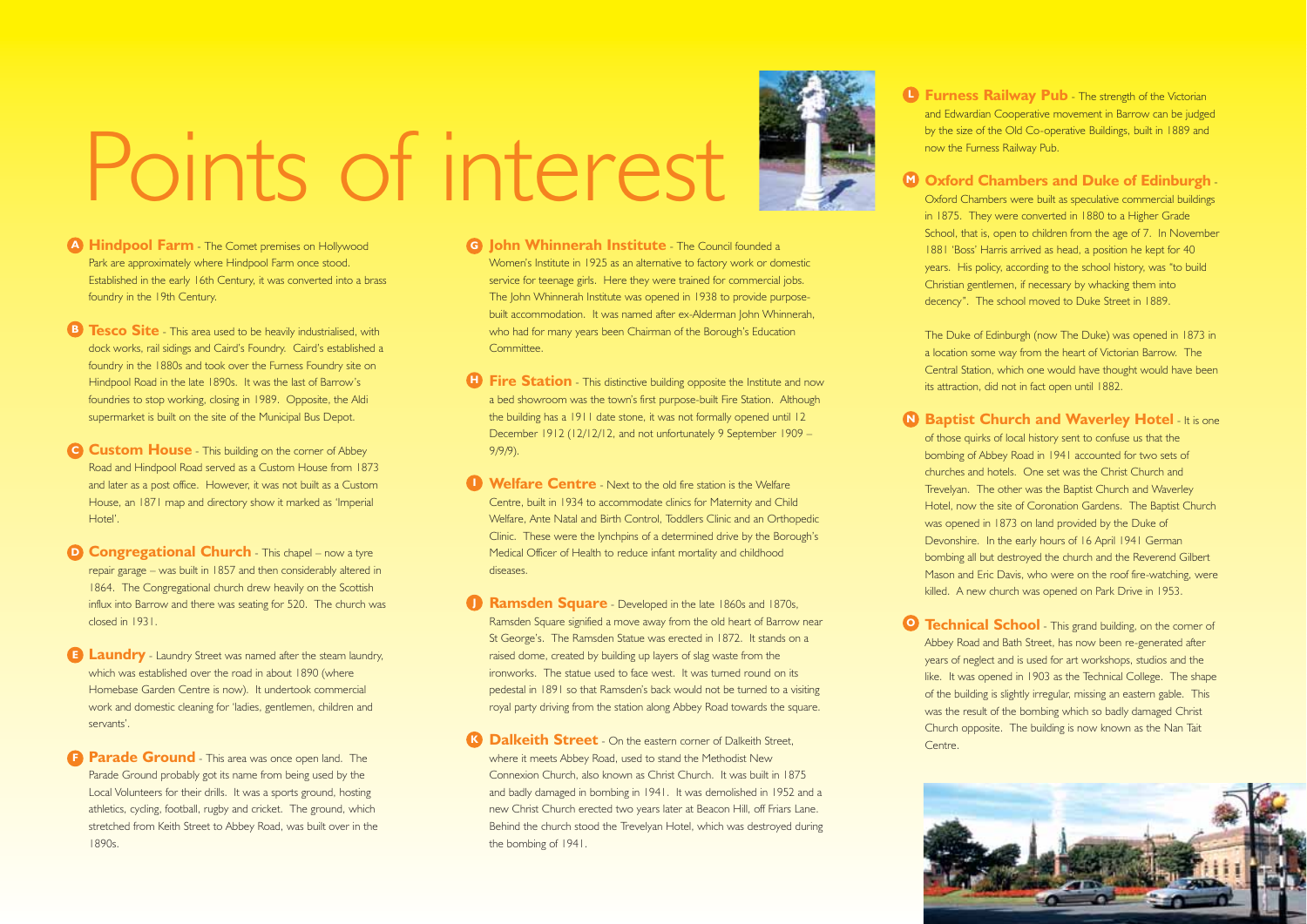# Points of interest

**A Hindpool Farm** - The Comet premises on Hollywood Park are approximately where Hindpool Farm once stood. Established in the early 16th Century, it was converted into a brass foundry in the 19th Century.

**B Tesco Site** - This area used to be heavily industrialised, with dock works, rail sidings and Caird's Foundry. Caird's established a foundry in the 1880s and took over the Furness Foundry site on Hindpool Road in the late 1890s. It was the last of Barrow's foundries to stop working, closing in 1989. Opposite, the Aldi supermarket is built on the site of the Municipal Bus Depot.

**C Custom House** - This building on the corner of Abbey Road and Hindpool Road served as a Custom House from 1873 and later as a post office. However, it was not built as a Custom House, an 1871 map and directory show it marked as 'Imperial Hotel'.

**D Congregational Church** - This chapel – now a tyre repair garage – was built in 1857 and then considerably altered in 1864. The Congregational church drew heavily on the Scottish influx into Barrow and there was seating for 520. The church was closed in 1931.

**E Laundry** - Laundry Street was named after the steam laundry, which was established over the road in about 1890 (where Homebase Garden Centre is now). It undertook commercial work and domestic cleaning for 'ladies, gentlemen, children and servants'.

**F Parade Ground** - This area was once open land. The Parade Ground probably got its name from being used by the Local Volunteers for their drills. It was a sports ground, hosting athletics, cycling, football, rugby and cricket. The ground, which stretched from Keith Street to Abbey Road, was built over in the 1890s.

**G John Whinnerah Institute** - The Council founded a Women's Institute in 1925 as an alternative to factory work or domestic service for teenage girls. Here they were trained for commercial jobs. The John Whinnerah Institute was opened in 1938 to provide purpose-built accommodation. It was named after ex-Alderman John Whinnerah, who had for many years been Chairman of the Borough's Education Committee.

**H Fire Station** - This distinctive building opposite the Institute and now a bed showroom was the town's first purpose-built Fire Station. Although the building has a 1911 date stone, it was not formally opened until 12 December 1912 (12/12/12, and not unfortunately 9 September 1909 – 9/9/9).

**I Welfare Centre** - Next to the old fire station is the Welfare Centre, built in 1934 to accommodate clinics for Maternity and Child Welfare, Ante Natal and Birth Control, Toddlers Clinic and an Orthopedic Clinic. These were the lynchpins of a determined drive by the Borough's Medical Officer of Health to reduce infant mortality and childhood diseases.

**J Ramsden Square** - Developed in the late 1860s and 1870s, Ramsden Square signified a move away from the old heart of Barrow near St George's. The Ramsden Statue was erected in 1872. It stands on a raised dome, created by building up layers of slag waste from the ironworks. The statue used to face west. It was turned round on its pedestal in 1891 so that Ramsden's back would not be turned to a visiting royal party driving from the station along Abbey Road towards the square.

**K Dalkeith Street** - On the eastern corner of Dalkeith Street, where it meets Abbey Road, used to stand the Methodist New Connexion Church, also known as Christ Church. It was built in 1875 and badly damaged in bombing in 1941. It was demolished in 1952 and a new Christ Church erected two years later at Beacon Hill, off Friars Lane. Behind the church stood the Trevelyan Hotel, which was destroyed during the bombing of 1941.

**L Furness Railway Pub** - The strength of the Victorian and Edwardian Cooperative movement in Barrow can be judged by the size of the Old Co-operative Buildings, built in 1889 and now the Furness Railway Pub.

**M Oxford Chambers and Duke of Edinburgh** - Oxford Chambers were built as speculative commercial buildings in 1875. They were converted in 1880 to a Higher Grade School, that is, open to children from the age of 7. In November 1881 'Boss' Harris arrived as head, a position he kept for 40 years. His policy, according to the school history, was "to build Christian gentlemen, if necessary by whacking them into decency". The school moved to Duke Street in 1889.

The Duke of Edinburgh (now The Duke) was opened in 1873 in a location some way from the heart of Victorian Barrow. The Central Station, which one would have thought would have been its attraction, did not in fact open until 1882.

**N Baptist Church and Waverley Hotel** - It is one of those quirks of local history sent to confuse us that the bombing of Abbey Road in 1941 accounted for two sets of churches and hotels. One set was the Christ Church and Trevelyan. The other was the Baptist Church and Waverley Hotel, now the site of Coronation Gardens. The Baptist Church was opened in 1873 on land provided by the Duke of Devonshire. In the early hours of 16 April 1941 German bombing all but destroyed the church and the Reverend Gilbert Mason and Eric Davis, who were on the roof fire-watching, were killed. A new church was opened on Park Drive in 1953.

**O Technical School** - This grand building, on the corner of Abbey Road and Bath Street, has now been re-generated after years of neglect and is used for art workshops, studios and the like. It was opened in 1903 as the Technical College. The shape of the building is slightly irregular, missing an eastern gable. This was the result of the bombing which so badly damaged Christ Church opposite. The building is now known as the Nan Tait Centre.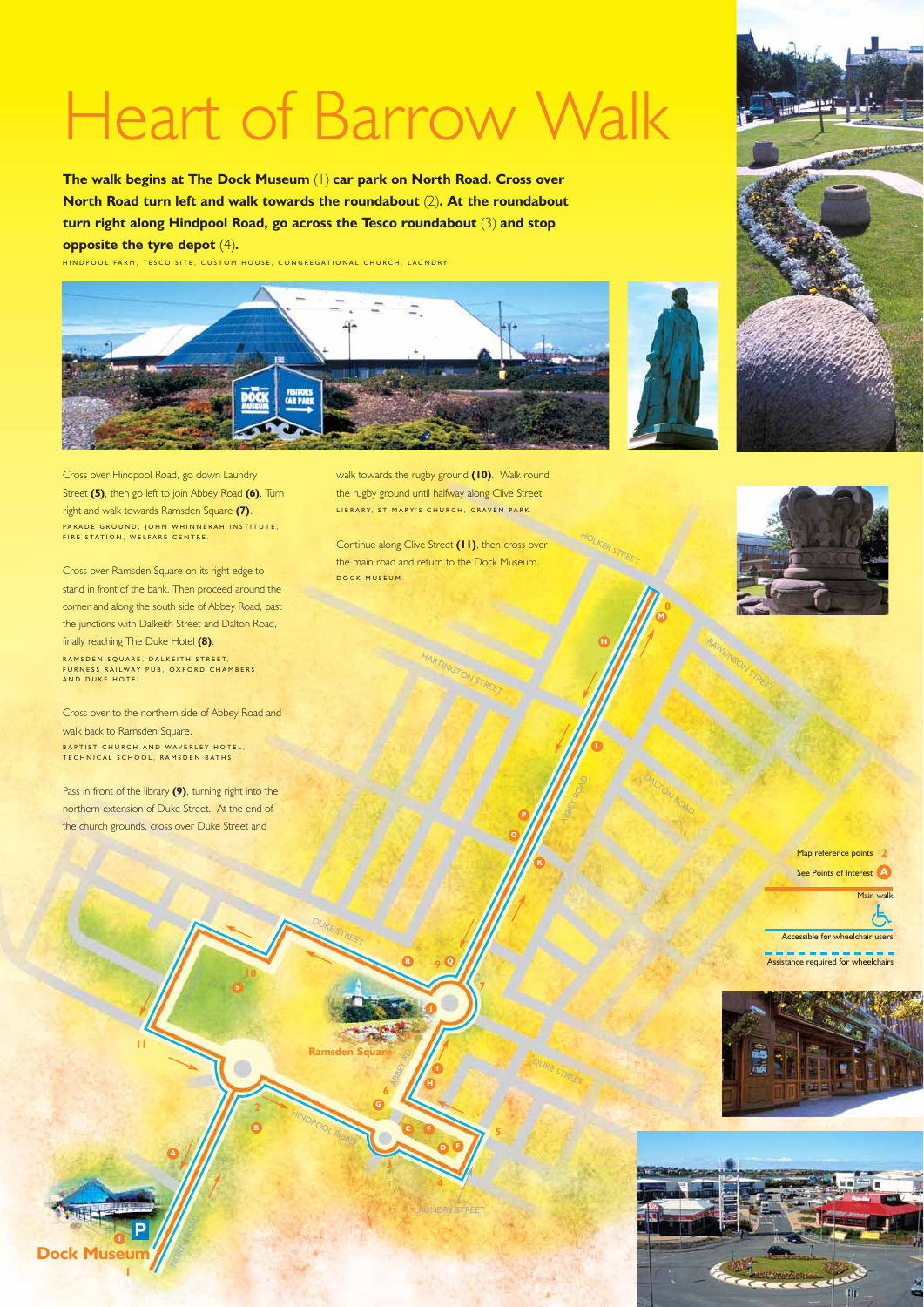# Heart of Barrow Walk

**The walk begins at The Dock Museum** (1) **car park on North Road. Cross over North Road turn left and walk towards the roundabout** (2)**. At the roundabout turn right along Hindpool Road, go across the Tesco roundabout** (3) **and stop opposite the tyre depot** (4)**.**

HINDPOOL FARM, TESCO SITE, CUSTOM HOUSE, CONGREGATIONAL CHURCH, LAUNDRY.

Cross over Hindpool Road, go down Laundry Street **(5)**, then go left to join Abbey Road **(6)**. Turn right and walk towards Ramsden Square **(7)**.

PARADE GROUND, JOHN WHINNERAH INSTITUTE, FIRE STATION, WELFARE CENTRE.

Cross over Ramsden Square on its right edge to stand in front of the bank. Then proceed around the corner and along the south side of Abbey Road, past the junctions with Dalkeith Street and Dalton Road, finally reaching The Duke Hotel **(8)**.

RAMSDEN SQUARE, DALKEITH STREET, FURNESS RAILWAY PUB, OXFORD CHAMBERS AND DUKE HOTEL.

Cross over to the northern side of Abbey Road and walk back to Ramsden Square.

BAPTIST CHURCH AND WAVERLEY HOTEL, TECHNICAL SCHOOL, RAMSDEN BATHS.

Pass in front of the library **(9)**, turning right into the northern extension of Duke Street. At the end of the church grounds, cross over Duke Street and walk towards the rugby ground **(10)**. Walk round the rugby ground until halfway along Clive Street.

LIBRARY, ST MARY'S CHURCH, CRAVEN PARK.

Continue along Clive Street **(11)**, then cross over the main road and return to the Dock Museum.

DOCK MUSEUM.

Map reference points 2

See Points of Interest A

Main walk

Accessible for wheelchair users

Assistance required for wheelchairs